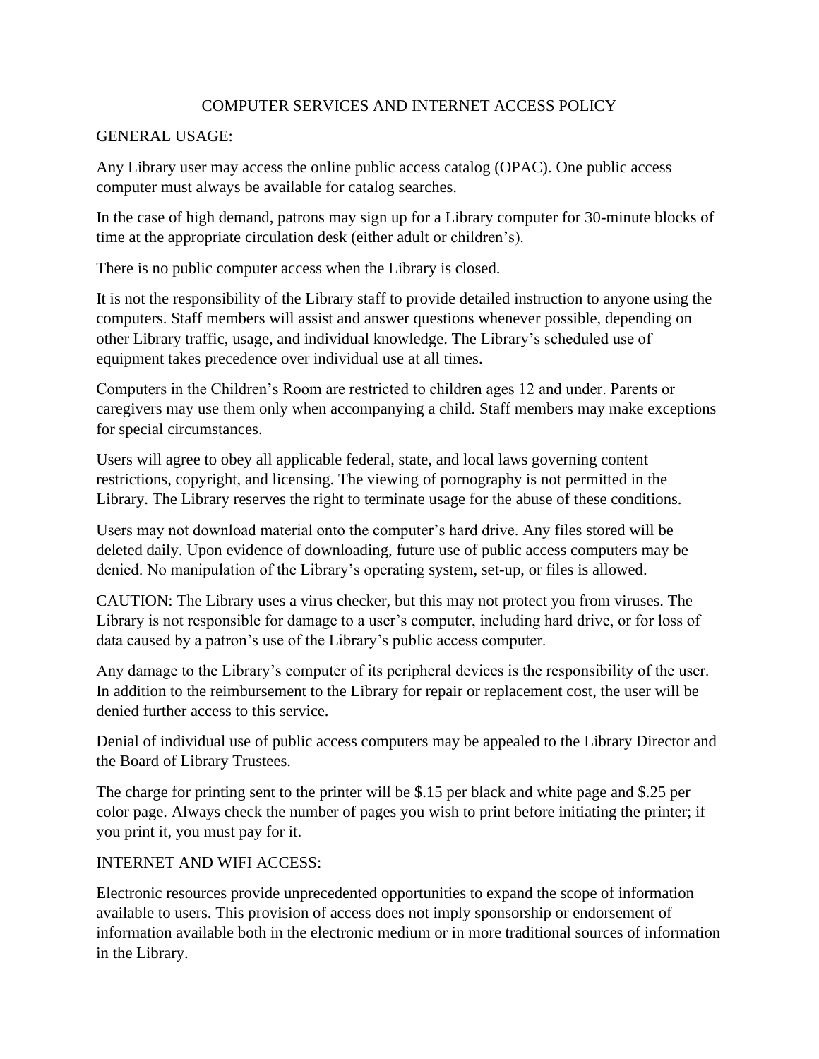# COMPUTER SERVICES AND INTERNET ACCESS POLICY

## GENERAL USAGE:

Any Library user may access the online public access catalog (OPAC). One public access computer must always be available for catalog searches.

In the case of high demand, patrons may sign up for a Library computer for 30-minute blocks of time at the appropriate circulation desk (either adult or children's).

There is no public computer access when the Library is closed.

It is not the responsibility of the Library staff to provide detailed instruction to anyone using the computers. Staff members will assist and answer questions whenever possible, depending on other Library traffic, usage, and individual knowledge. The Library's scheduled use of equipment takes precedence over individual use at all times.

Computers in the Children's Room are restricted to children ages 12 and under. Parents or caregivers may use them only when accompanying a child. Staff members may make exceptions for special circumstances.

Users will agree to obey all applicable federal, state, and local laws governing content restrictions, copyright, and licensing. The viewing of pornography is not permitted in the Library. The Library reserves the right to terminate usage for the abuse of these conditions.

Users may not download material onto the computer's hard drive. Any files stored will be deleted daily. Upon evidence of downloading, future use of public access computers may be denied. No manipulation of the Library's operating system, set-up, or files is allowed.

CAUTION: The Library uses a virus checker, but this may not protect you from viruses. The Library is not responsible for damage to a user's computer, including hard drive, or for loss of data caused by a patron's use of the Library's public access computer.

Any damage to the Library's computer of its peripheral devices is the responsibility of the user. In addition to the reimbursement to the Library for repair or replacement cost, the user will be denied further access to this service.

Denial of individual use of public access computers may be appealed to the Library Director and the Board of Library Trustees.

The charge for printing sent to the printer will be $.15 per black and white page and $.25 per color page. Always check the number of pages you wish to print before initiating the printer; if you print it, you must pay for it.

## INTERNET AND WIFI ACCESS:

Electronic resources provide unprecedented opportunities to expand the scope of information available to users. This provision of access does not imply sponsorship or endorsement of information available both in the electronic medium or in more traditional sources of information in the Library.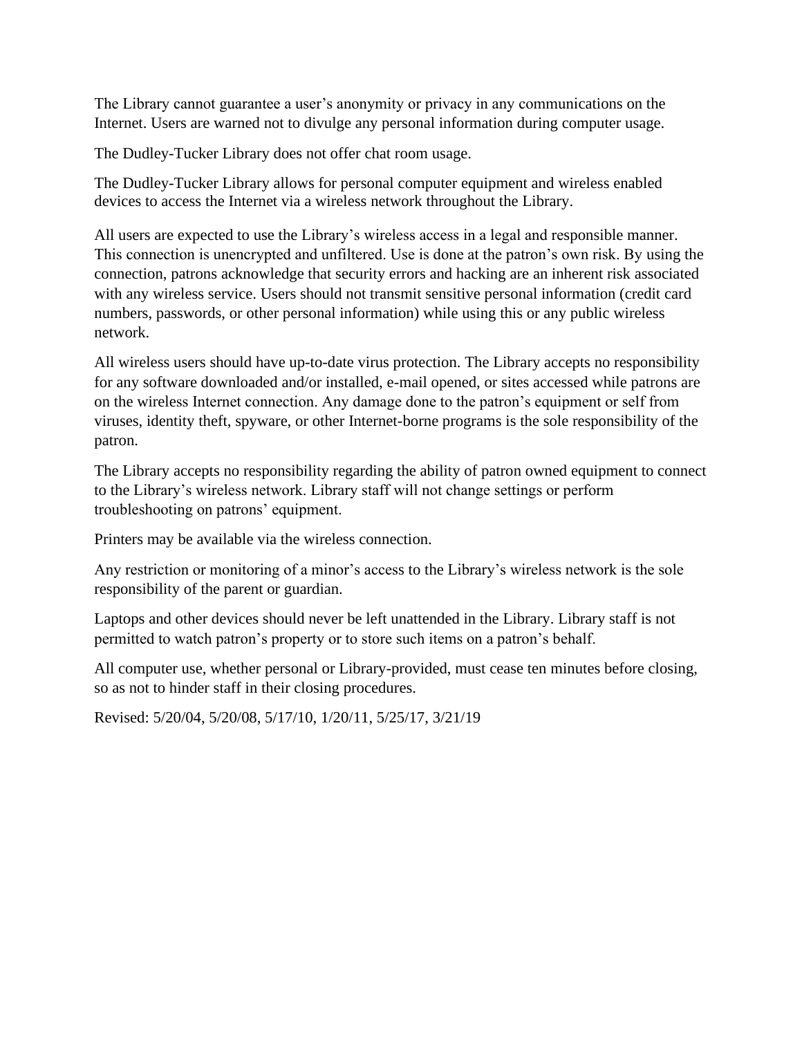The Library cannot guarantee a user's anonymity or privacy in any communications on the Internet. Users are warned not to divulge any personal information during computer usage.

The Dudley-Tucker Library does not offer chat room usage.

The Dudley-Tucker Library allows for personal computer equipment and wireless enabled devices to access the Internet via a wireless network throughout the Library.

All users are expected to use the Library's wireless access in a legal and responsible manner. This connection is unencrypted and unfiltered. Use is done at the patron's own risk. By using the connection, patrons acknowledge that security errors and hacking are an inherent risk associated with any wireless service. Users should not transmit sensitive personal information (credit card numbers, passwords, or other personal information) while using this or any public wireless network.

All wireless users should have up-to-date virus protection. The Library accepts no responsibility for any software downloaded and/or installed, e-mail opened, or sites accessed while patrons are on the wireless Internet connection. Any damage done to the patron's equipment or self from viruses, identity theft, spyware, or other Internet-borne programs is the sole responsibility of the patron.

The Library accepts no responsibility regarding the ability of patron owned equipment to connect to the Library's wireless network. Library staff will not change settings or perform troubleshooting on patrons' equipment.

Printers may be available via the wireless connection.

Any restriction or monitoring of a minor's access to the Library's wireless network is the sole responsibility of the parent or guardian.

Laptops and other devices should never be left unattended in the Library. Library staff is not permitted to watch patron's property or to store such items on a patron's behalf.

All computer use, whether personal or Library-provided, must cease ten minutes before closing, so as not to hinder staff in their closing procedures.

Revised: 5/20/04, 5/20/08, 5/17/10, 1/20/11, 5/25/17, 3/21/19